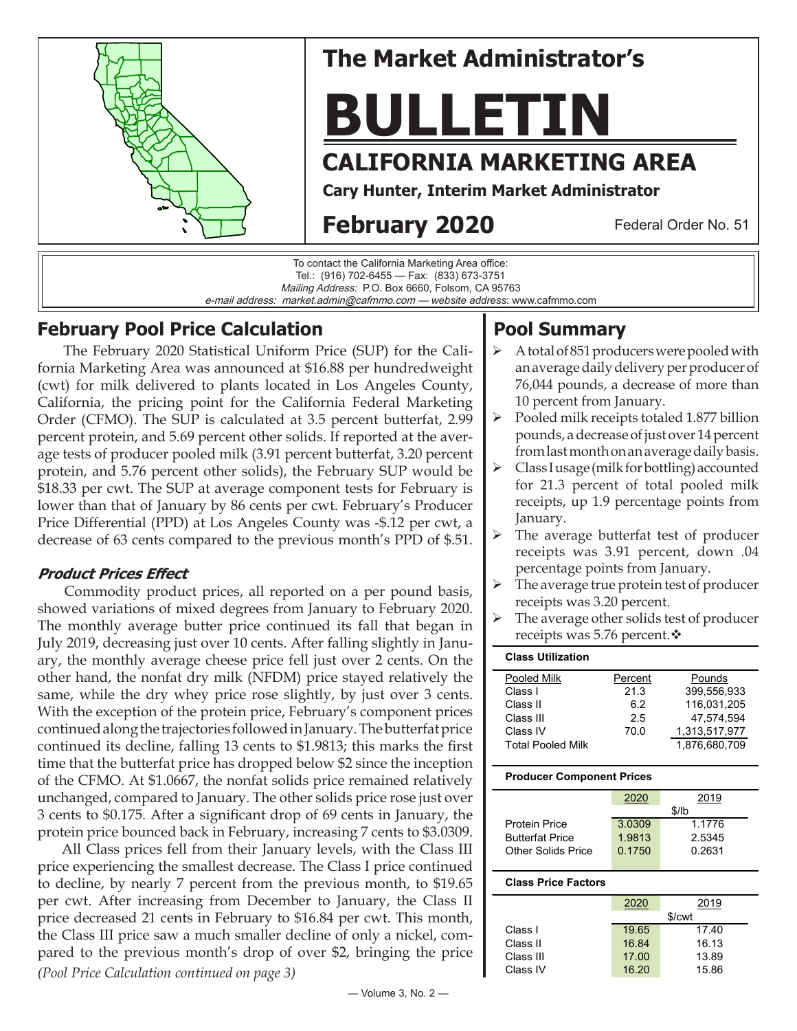# The Market Administrator's

# BULLETIN

## CALIFORNIA MARKETING AREA

**Cary Hunter, Interim Market Administrator**

**February 2020**

Federal Order No. 51

To contact the California Marketing Area office:
Tel.: (916) 702-6455 — Fax: (833) 673-3751
*Mailing Address:* P.O. Box 6660, Folsom, CA 95763
*e-mail address: market.admin@cafmmo.com* — *website address*: www.cafmmo.com

## February Pool Price Calculation

The February 2020 Statistical Uniform Price (SUP) for the California Marketing Area was announced at $16.88 per hundredweight (cwt) for milk delivered to plants located in Los Angeles County, California, the pricing point for the California Federal Marketing Order (CFMO). The SUP is calculated at 3.5 percent butterfat, 2.99 percent protein, and 5.69 percent other solids. If reported at the average tests of producer pooled milk (3.91 percent butterfat, 3.20 percent protein, and 5.76 percent other solids), the February SUP would be $18.33 per cwt. The SUP at average component tests for February is lower than that of January by 86 cents per cwt. February's Producer Price Differential (PPD) at Los Angeles County was -$.12 per cwt, a decrease of 63 cents compared to the previous month's PPD of $.51.

### *Product Prices Effect*

Commodity product prices, all reported on a per pound basis, showed variations of mixed degrees from January to February 2020. The monthly average butter price continued its fall that began in July 2019, decreasing just over 10 cents. After falling slightly in January, the monthly average cheese price fell just over 2 cents. On the other hand, the nonfat dry milk (NFDM) price stayed relatively the same, while the dry whey price rose slightly, by just over 3 cents. With the exception of the protein price, February's component prices continued along the trajectories followed in January. The butterfat price continued its decline, falling 13 cents to $1.9813; this marks the first time that the butterfat price has dropped below $2 since the inception of the CFMO. At $1.0667, the nonfat solids price remained relatively unchanged, compared to January. The other solids price rose just over 3 cents to $0.175. After a significant drop of 69 cents in January, the protein price bounced back in February, increasing 7 cents to $3.0309.

All Class prices fell from their January levels, with the Class III price experiencing the smallest decrease. The Class I price continued to decline, by nearly 7 percent from the previous month, to $19.65 per cwt. After increasing from December to January, the Class II price decreased 21 cents in February to $16.84 per cwt. This month, the Class III price saw a much smaller decline of only a nickel, compared to the previous month's drop of over $2, bringing the price

*(Pool Price Calculation continued on page 3)*

## Pool Summary

- A total of 851 producers were pooled with an average daily delivery per producer of 76,044 pounds, a decrease of more than 10 percent from January.
- Pooled milk receipts totaled 1.877 billion pounds, a decrease of just over 14 percent from last month on an average daily basis.
- Class I usage (milk for bottling) accounted for 21.3 percent of total pooled milk receipts, up 1.9 percentage points from January.
- The average butterfat test of producer receipts was 3.91 percent, down .04 percentage points from January.
- The average true protein test of producer receipts was 3.20 percent.
- The average other solids test of producer receipts was 5.76 percent.❖

**Class Utilization**

| Pooled Milk | Percent | Pounds |
|---|---|---|
| Class I | 21.3 | 399,556,933 |
| Class II | 6.2 | 116,031,205 |
| Class III | 2.5 | 47,574,594 |
| Class IV | 70.0 | 1,313,517,977 |
| Total Pooled Milk | | 1,876,680,709 |

**Producer Component Prices**

| | 2020 | 2019 |
|---|---|---|
| | $/lb | |
| Protein Price | 3.0309 | 1.1776 |
| Butterfat Price | 1.9813 | 2.5345 |
| Other Solids Price | 0.1750 | 0.2631 |

**Class Price Factors**

| | 2020 | 2019 |
|---|---|---|
| | $/cwt | |
| Class I | 19.65 | 17.40 |
| Class II | 16.84 | 16.13 |
| Class III | 17.00 | 13.89 |
| Class IV | 16.20 | 15.86 |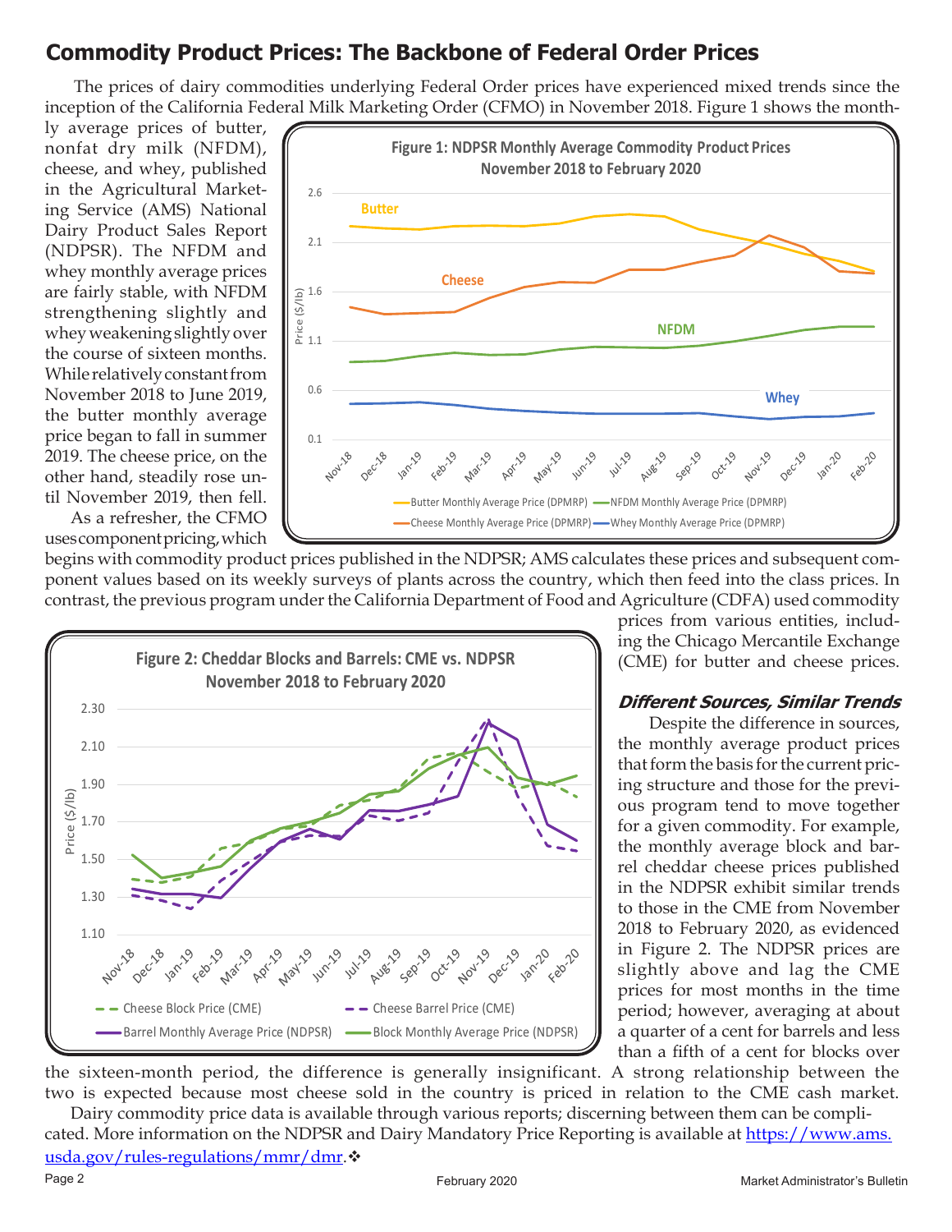## Commodity Product Prices: The Backbone of Federal Order Prices

The prices of dairy commodities underlying Federal Order prices have experienced mixed trends since the inception of the California Federal Milk Marketing Order (CFMO) in November 2018. Figure 1 shows the monthly average prices of butter, nonfat dry milk (NFDM), cheese, and whey, published in the Agricultural Marketing Service (AMS) National Dairy Product Sales Report (NDPSR). The NFDM and whey monthly average prices are fairly stable, with NFDM strengthening slightly and whey weakening slightly over the course of sixteen months. While relatively constant from November 2018 to June 2019, the butter monthly average price began to fall in summer 2019. The cheese price, on the other hand, steadily rose until November 2019, then fell.

Figure 1: NDPSR Monthly Average Commodity Product Prices November 2018 to February 2020

As a refresher, the CFMO uses component pricing, which begins with commodity product prices published in the NDPSR; AMS calculates these prices and subsequent component values based on its weekly surveys of plants across the country, which then feed into the class prices. In contrast, the previous program under the California Department of Food and Agriculture (CDFA) used commodity prices from various entities, including the Chicago Mercantile Exchange (CME) for butter and cheese prices.

Figure 2: Cheddar Blocks and Barrels: CME vs. NDPSR November 2018 to February 2020

### *Different Sources, Similar Trends*

Despite the difference in sources, the monthly average product prices that form the basis for the current pricing structure and those for the previous program tend to move together for a given commodity. For example, the monthly average block and barrel cheddar cheese prices published in the NDPSR exhibit similar trends to those in the CME from November 2018 to February 2020, as evidenced in Figure 2. The NDPSR prices are slightly above and lag the CME prices for most months in the time period; however, averaging at about a quarter of a cent for barrels and less than a fifth of a cent for blocks over the sixteen-month period, the difference is generally insignificant. A strong relationship between the two is expected because most cheese sold in the country is priced in relation to the CME cash market.

Dairy commodity price data is available through various reports; discerning between them can be complicated. More information on the NDPSR and Dairy Mandatory Price Reporting is available at https://www.ams.usda.gov/rules-regulations/mmr/dmr.❖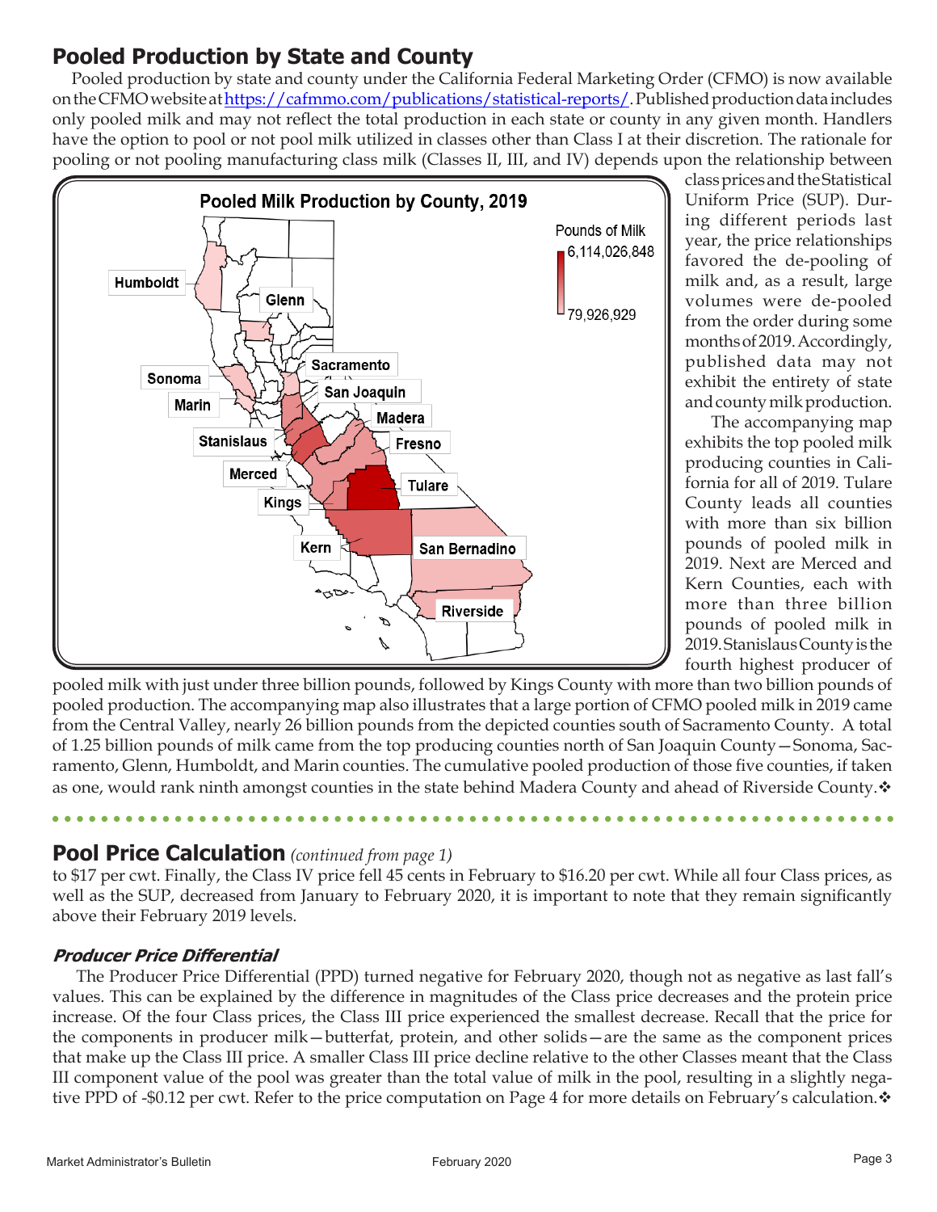## Pooled Production by State and County

Pooled production by state and county under the California Federal Marketing Order (CFMO) is now available on the CFMO website at https://cafmmo.com/publications/statistical-reports/. Published production data includes only pooled milk and may not reflect the total production in each state or county in any given month. Handlers have the option to pool or not pool milk utilized in classes other than Class I at their discretion. The rationale for pooling or not pooling manufacturing class milk (Classes II, III, and IV) depends upon the relationship between class prices and the Statistical Uniform Price (SUP). During different periods last year, the price relationships favored the de-pooling of milk and, as a result, large volumes were de-pooled from the order during some months of 2019. Accordingly, published data may not exhibit the entirety of state and county milk production.

The accompanying map exhibits the top pooled milk producing counties in California for all of 2019. Tulare County leads all counties with more than six billion pounds of pooled milk in 2019. Next are Merced and Kern Counties, each with more than three billion pounds of pooled milk in 2019. Stanislaus County is the fourth highest producer of pooled milk with just under three billion pounds, followed by Kings County with more than two billion pounds of pooled production. The accompanying map also illustrates that a large portion of CFMO pooled milk in 2019 came from the Central Valley, nearly 26 billion pounds from the depicted counties south of Sacramento County. A total of 1.25 billion pounds of milk came from the top producing counties north of San Joaquin County—Sonoma, Sacramento, Glenn, Humboldt, and Marin counties. The cumulative pooled production of those five counties, if taken as one, would rank ninth amongst counties in the state behind Madera County and ahead of Riverside County.❖

**Pooled Milk Production by County, 2019**

Pounds of Milk: 6,114,026,848 – 79,926,929

Humboldt, Glenn, Sacramento, Sonoma, San Joaquin, Marin, Madera, Stanislaus, Fresno, Merced, Tulare, Kings, Kern, San Bernadino, Riverside

## Pool Price Calculation *(continued from page 1)*

to $17 per cwt. Finally, the Class IV price fell 45 cents in February to $16.20 per cwt. While all four Class prices, as well as the SUP, decreased from January to February 2020, it is important to note that they remain significantly above their February 2019 levels.

### *Producer Price Differential*

The Producer Price Differential (PPD) turned negative for February 2020, though not as negative as last fall's values. This can be explained by the difference in magnitudes of the Class price decreases and the protein price increase. Of the four Class prices, the Class III price experienced the smallest decrease. Recall that the price for the components in producer milk—butterfat, protein, and other solids—are the same as the component prices that make up the Class III price. A smaller Class III price decline relative to the other Classes meant that the Class III component value of the pool was greater than the total value of milk in the pool, resulting in a slightly negative PPD of -$0.12 per cwt. Refer to the price computation on Page 4 for more details on February's calculation.❖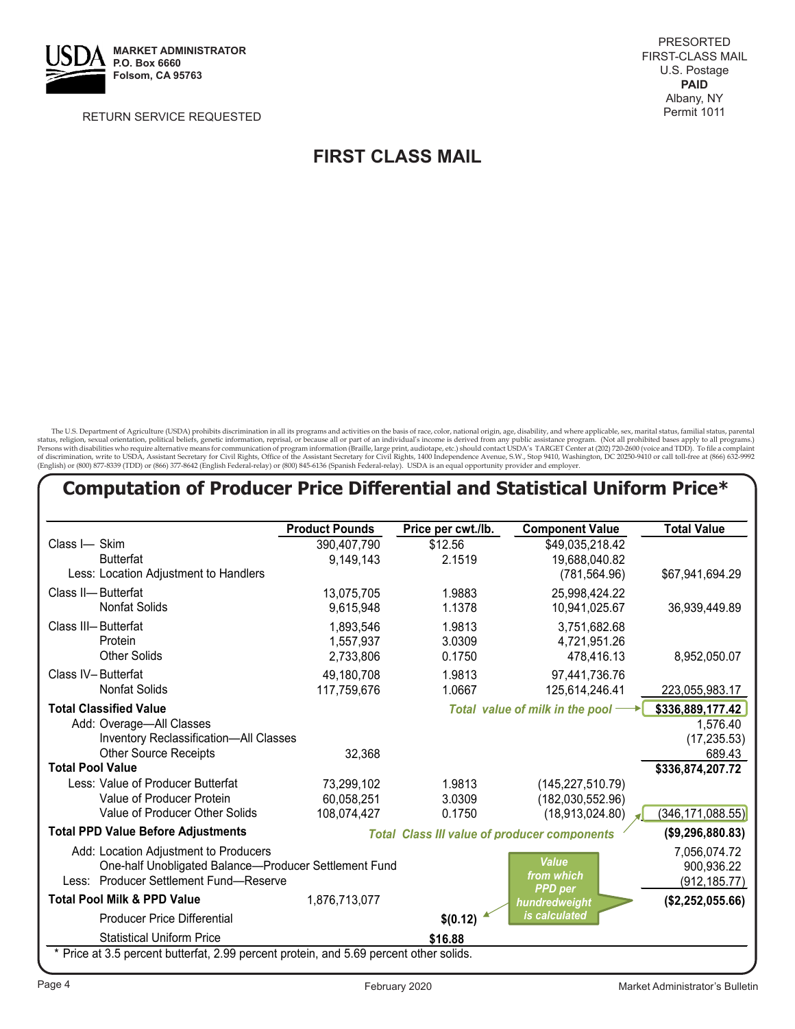USDA

**MARKET ADMINISTRATOR**
**P.O. Box 6660**
**Folsom, CA 95763**

RETURN SERVICE REQUESTED

PRESORTED
FIRST-CLASS MAIL
U.S. Postage
**PAID**
Albany, NY
Permit 1011

## FIRST CLASS MAIL

The U.S. Department of Agriculture (USDA) prohibits discrimination in all its programs and activities on the basis of race, color, national origin, age, disability, and where applicable, sex, marital status, familial status, parental status, religion, sexual orientation, political beliefs, genetic information, reprisal, or because all or part of an individual's income is derived from any public assistance program. (Not all prohibited bases apply to all programs.) Persons with disabilities who require alternative means for communication of program information (Braille, large print, audiotape, etc.) should contact USDA's TARGET Center at (202) 720-2600 (voice and TDD). To file a complaint of discrimination, write to USDA, Assistant Secretary for Civil Rights, Office of the Assistant Secretary for Civil Rights, 1400 Independence Avenue, S.W., Stop 9410, Washington, DC 20250-9410 or call toll-free at (866) 632-9992 (English) or (800) 877-8339 (TDD) or (866) 377-8642 (English Federal-relay) or (800) 845-6136 (Spanish Federal-relay). USDA is an equal opportunity provider and employer.

# Computation of Producer Price Differential and Statistical Uniform Price*

| | Product Pounds | Price per cwt./lb. | Component Value | Total Value |
|---|---|---|---|---|
| Class I— Skim | 390,407,790 | $12.56 | $49,035,218.42 | |
| Butterfat | 9,149,143 | 2.1519 | 19,688,040.82 | |
| Less: Location Adjustment to Handlers | | | (781,564.96) | $67,941,694.29 |
| Class II— Butterfat | 13,075,705 | 1.9883 | 25,998,424.22 | |
| Nonfat Solids | 9,615,948 | 1.1378 | 10,941,025.67 | 36,939,449.89 |
| Class III— Butterfat | 1,893,546 | 1.9813 | 3,751,682.68 | |
| Protein | 1,557,937 | 3.0309 | 4,721,951.26 | |
| Other Solids | 2,733,806 | 0.1750 | 478,416.13 | 8,952,050.07 |
| Class IV— Butterfat | 49,180,708 | 1.9813 | 97,441,736.76 | |
| Nonfat Solids | 117,759,676 | 1.0667 | 125,614,246.41 | 223,055,983.17 |
| **Total Classified Value** | | *Total value of milk in the pool* → | | **$336,889,177.42** |
| Add: Overage—All Classes | | | | 1,576.40 |
| Inventory Reclassification—All Classes | | | | (17,235.53) |
| Other Source Receipts | 32,368 | | | 689.43 |
| **Total Pool Value** | | | | **$336,874,207.72** |
| Less: Value of Producer Butterfat | 73,299,102 | 1.9813 | (145,227,510.79) | |
| Value of Producer Protein | 60,058,251 | 3.0309 | (182,030,552.96) | |
| Value of Producer Other Solids | 108,074,427 | 0.1750 | (18,913,024.80) | (346,171,088.55) |
| **Total PPD Value Before Adjustments** | | *Total Class III value of producer components* | | **($9,296,880.83)** |
| Add: Location Adjustment to Producers | | | | 7,056,074.72 |
| One-half Unobligated Balance—Producer Settlement Fund | | | | 900,936.22 |
| Less: Producer Settlement Fund—Reserve | | | | (912,185.77) |
| **Total Pool Milk & PPD Value** | 1,876,713,077 | | | **($2,252,055.66)** |
| Producer Price Differential | | **$(0.12)** | | |
| Statistical Uniform Price | | **$16.88** | | |

*Value from which PPD per hundredweight is calculated*

\* Price at 3.5 percent butterfat, 2.99 percent protein, and 5.69 percent other solids.